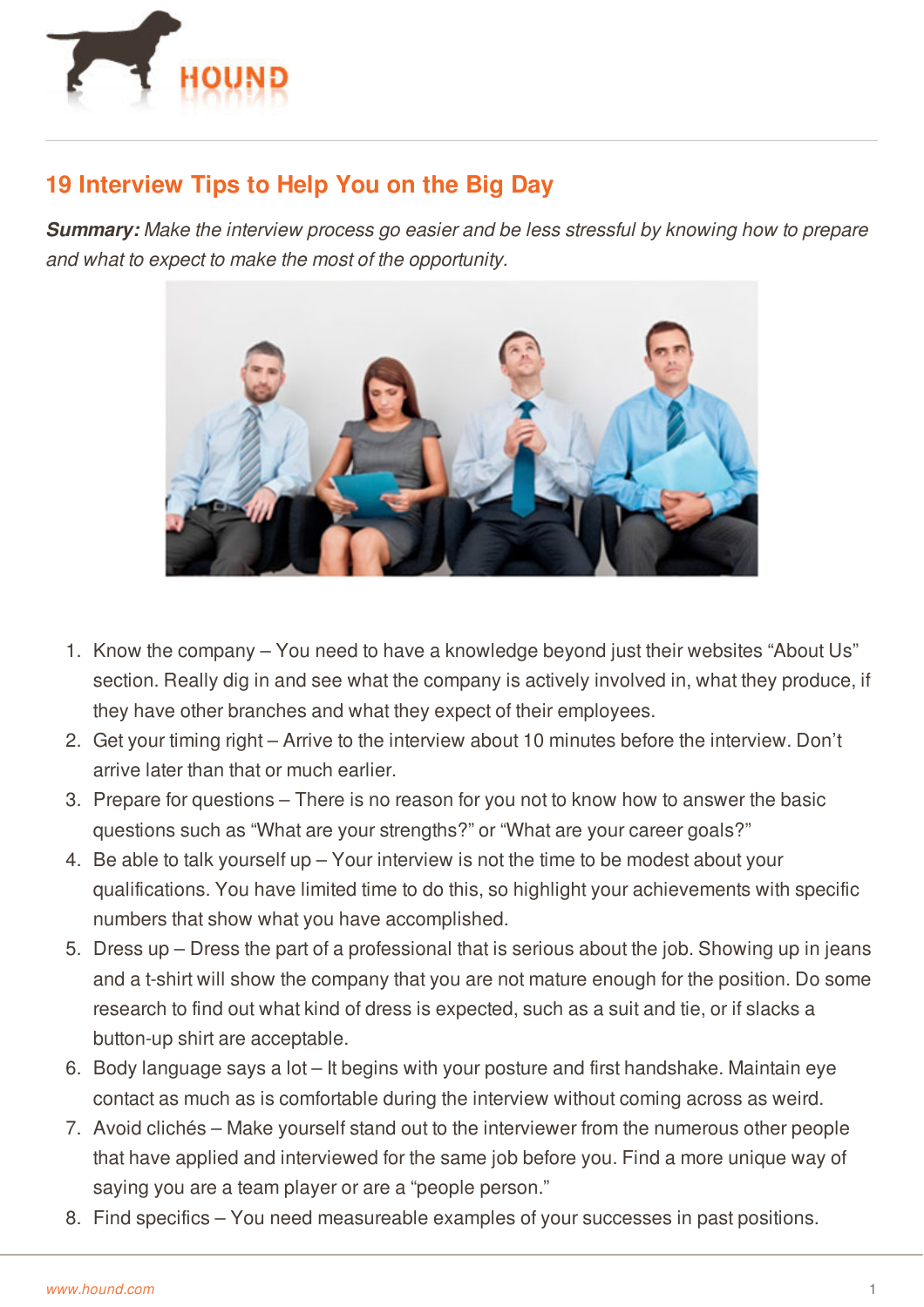# 19 Interview Tips to Help You on the Big Day

***Summary:** Make the interview process go easier and be less stressful by knowing how to prepare and what to expect to make the most of the opportunity.*

1. Know the company – You need to have a knowledge beyond just their websites "About Us" section. Really dig in and see what the company is actively involved in, what they produce, if they have other branches and what they expect of their employees.
2. Get your timing right – Arrive to the interview about 10 minutes before the interview. Don't arrive later than that or much earlier.
3. Prepare for questions – There is no reason for you not to know how to answer the basic questions such as "What are your strengths?" or "What are your career goals?"
4. Be able to talk yourself up – Your interview is not the time to be modest about your qualifications. You have limited time to do this, so highlight your achievements with specific numbers that show what you have accomplished.
5. Dress up – Dress the part of a professional that is serious about the job. Showing up in jeans and a t-shirt will show the company that you are not mature enough for the position. Do some research to find out what kind of dress is expected, such as a suit and tie, or if slacks a button-up shirt are acceptable.
6. Body language says a lot – It begins with your posture and first handshake. Maintain eye contact as much as is comfortable during the interview without coming across as weird.
7. Avoid clichés – Make yourself stand out to the interviewer from the numerous other people that have applied and interviewed for the same job before you. Find a more unique way of saying you are a team player or are a "people person."
8. Find specifics – You need measureable examples of your successes in past positions.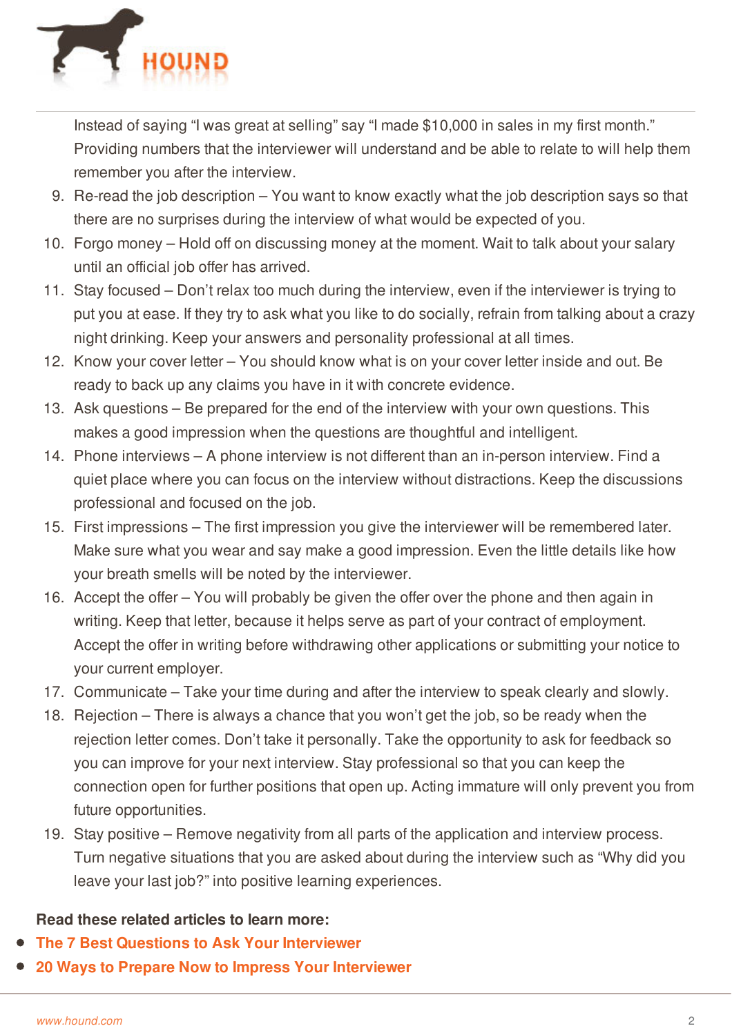Instead of saying "I was great at selling" say "I made $10,000 in sales in my first month." Providing numbers that the interviewer will understand and be able to relate to will help them remember you after the interview.

9. Re-read the job description – You want to know exactly what the job description says so that there are no surprises during the interview of what would be expected of you.
10. Forgo money – Hold off on discussing money at the moment. Wait to talk about your salary until an official job offer has arrived.
11. Stay focused – Don't relax too much during the interview, even if the interviewer is trying to put you at ease. If they try to ask what you like to do socially, refrain from talking about a crazy night drinking. Keep your answers and personality professional at all times.
12. Know your cover letter – You should know what is on your cover letter inside and out. Be ready to back up any claims you have in it with concrete evidence.
13. Ask questions – Be prepared for the end of the interview with your own questions. This makes a good impression when the questions are thoughtful and intelligent.
14. Phone interviews – A phone interview is not different than an in-person interview. Find a quiet place where you can focus on the interview without distractions. Keep the discussions professional and focused on the job.
15. First impressions – The first impression you give the interviewer will be remembered later. Make sure what you wear and say make a good impression. Even the little details like how your breath smells will be noted by the interviewer.
16. Accept the offer – You will probably be given the offer over the phone and then again in writing. Keep that letter, because it helps serve as part of your contract of employment. Accept the offer in writing before withdrawing other applications or submitting your notice to your current employer.
17. Communicate – Take your time during and after the interview to speak clearly and slowly.
18. Rejection – There is always a chance that you won't get the job, so be ready when the rejection letter comes. Don't take it personally. Take the opportunity to ask for feedback so you can improve for your next interview. Stay professional so that you can keep the connection open for further positions that open up. Acting immature will only prevent you from future opportunities.
19. Stay positive – Remove negativity from all parts of the application and interview process. Turn negative situations that you are asked about during the interview such as "Why did you leave your last job?" into positive learning experiences.

**Read these related articles to learn more:**

- **The 7 Best Questions to Ask Your Interviewer**
- **20 Ways to Prepare Now to Impress Your Interviewer**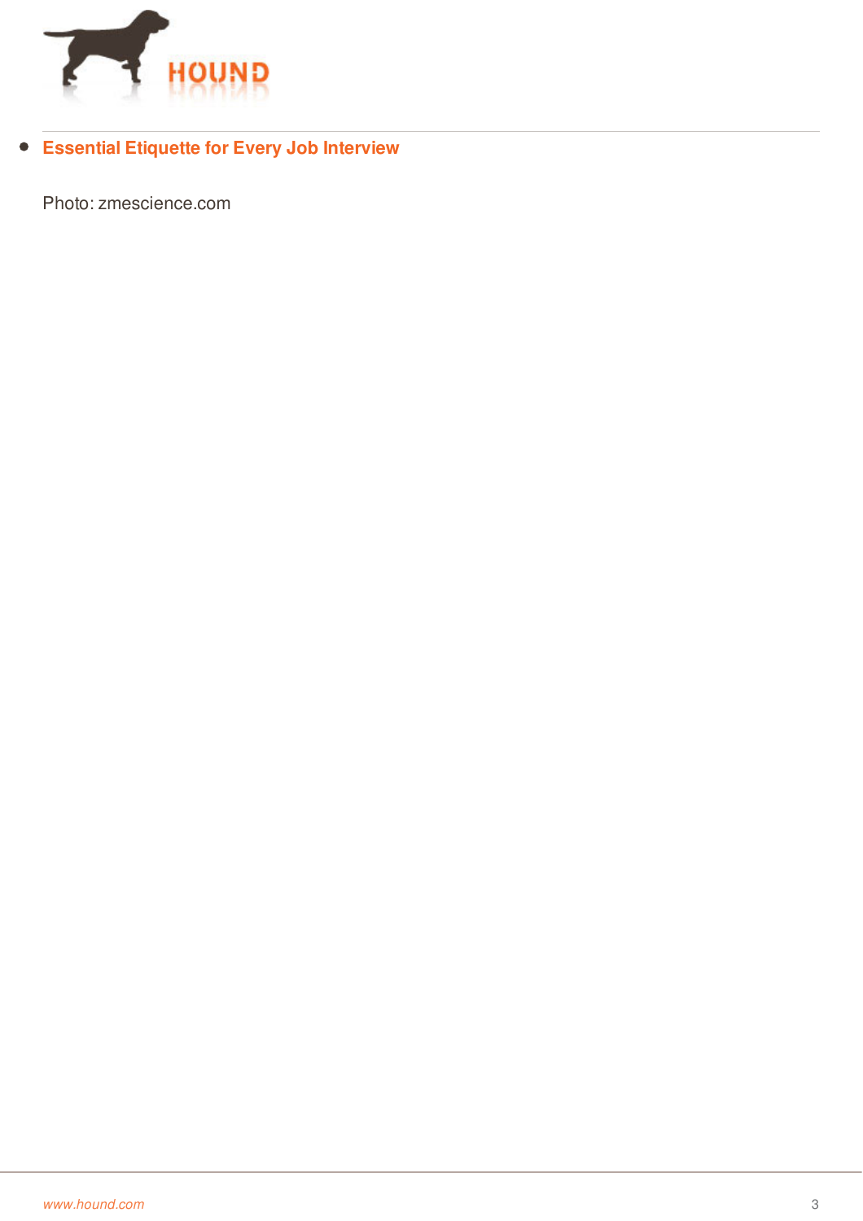- **Essential Etiquette for Every Job Interview**

Photo: zmescience.com